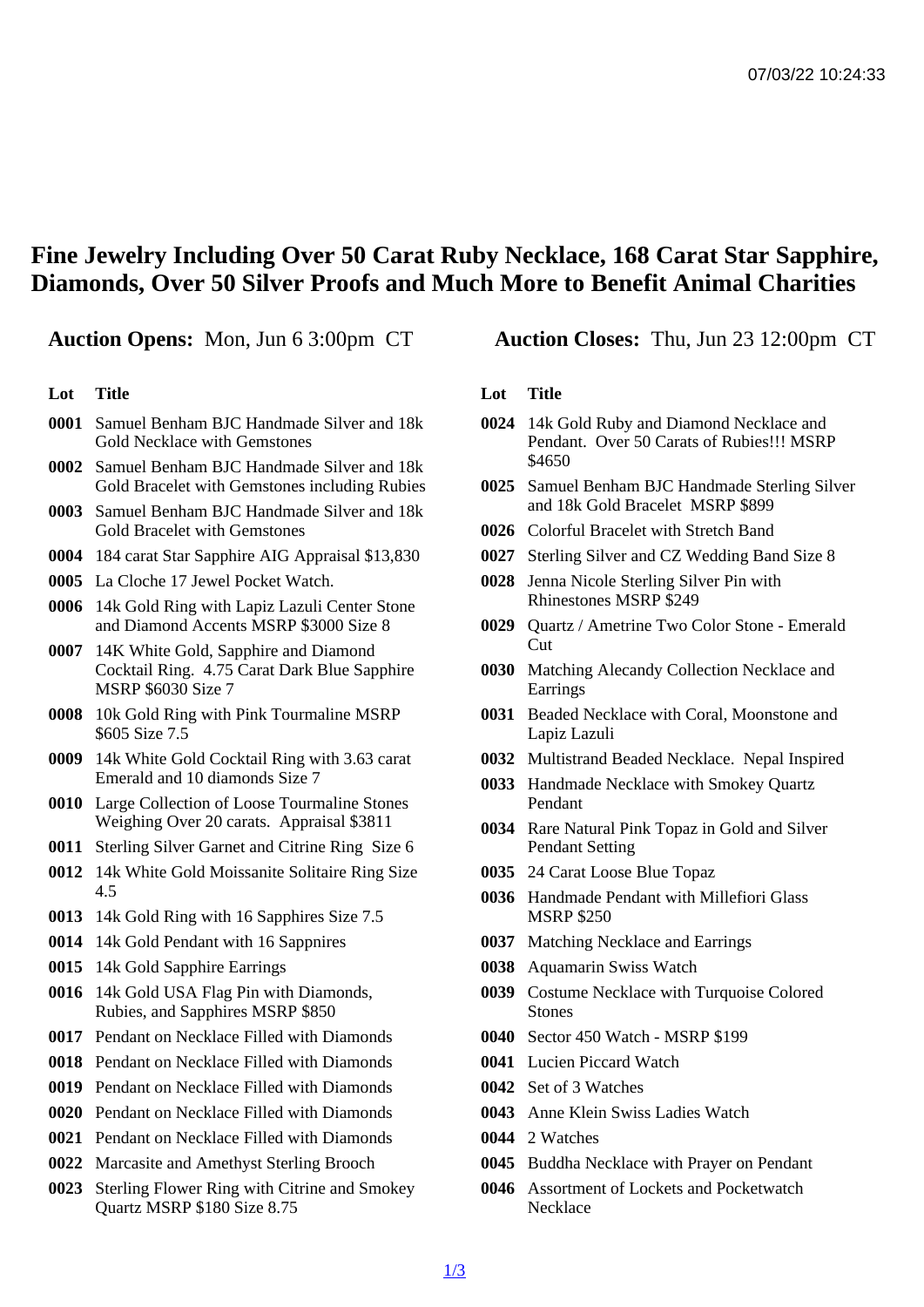# Fine Jewelry Including Over 50 Carat Ruby Necklace, 168 Carat Star Sapphire, Diamonds, Over 50 Silver Proofs and Much More to Benefit Animal Charities

**Auction Opens:** Mon, Jun 6 3:00pm CT

**Auction Closes:** Thu, Jun 23 12:00pm CT

| Lot | Title |
| --- | --- |
| 0001 | Samuel Benham BJC Handmade Silver and 18k Gold Necklace with Gemstones |
| 0002 | Samuel Benham BJC Handmade Silver and 18k Gold Bracelet with Gemstones including Rubies |
| 0003 | Samuel Benham BJC Handmade Silver and 18k Gold Bracelet with Gemstones |
| 0004 | 184 carat Star Sapphire AIG Appraisal $13,830 |
| 0005 | La Cloche 17 Jewel Pocket Watch. |
| 0006 | 14k Gold Ring with Lapiz Lazuli Center Stone and Diamond Accents MSRP $3000 Size 8 |
| 0007 | 14K White Gold, Sapphire and Diamond Cocktail Ring. 4.75 Carat Dark Blue Sapphire MSRP $6030 Size 7 |
| 0008 | 10k Gold Ring with Pink Tourmaline MSRP $605 Size 7.5 |
| 0009 | 14k White Gold Cocktail Ring with 3.63 carat Emerald and 10 diamonds Size 7 |
| 0010 | Large Collection of Loose Tourmaline Stones Weighing Over 20 carats. Appraisal $3811 |
| 0011 | Sterling Silver Garnet and Citrine Ring Size 6 |
| 0012 | 14k White Gold Moissanite Solitaire Ring Size 4.5 |
| 0013 | 14k Gold Ring with 16 Sapphires Size 7.5 |
| 0014 | 14k Gold Pendant with 16 Sappnires |
| 0015 | 14k Gold Sapphire Earrings |
| 0016 | 14k Gold USA Flag Pin with Diamonds, Rubies, and Sapphires MSRP $850 |
| 0017 | Pendant on Necklace Filled with Diamonds |
| 0018 | Pendant on Necklace Filled with Diamonds |
| 0019 | Pendant on Necklace Filled with Diamonds |
| 0020 | Pendant on Necklace Filled with Diamonds |
| 0021 | Pendant on Necklace Filled with Diamonds |
| 0022 | Marcasite and Amethyst Sterling Brooch |
| 0023 | Sterling Flower Ring with Citrine and Smokey Quartz MSRP $180 Size 8.75 |
| 0024 | 14k Gold Ruby and Diamond Necklace and Pendant. Over 50 Carats of Rubies!!! MSRP $4650 |
| 0025 | Samuel Benham BJC Handmade Sterling Silver and 18k Gold Bracelet MSRP $899 |
| 0026 | Colorful Bracelet with Stretch Band |
| 0027 | Sterling Silver and CZ Wedding Band Size 8 |
| 0028 | Jenna Nicole Sterling Silver Pin with Rhinestones MSRP $249 |
| 0029 | Quartz / Ametrine Two Color Stone - Emerald Cut |
| 0030 | Matching Alecandy Collection Necklace and Earrings |
| 0031 | Beaded Necklace with Coral, Moonstone and Lapiz Lazuli |
| 0032 | Multistrand Beaded Necklace. Nepal Inspired |
| 0033 | Handmade Necklace with Smokey Quartz Pendant |
| 0034 | Rare Natural Pink Topaz in Gold and Silver Pendant Setting |
| 0035 | 24 Carat Loose Blue Topaz |
| 0036 | Handmade Pendant with Millefiori Glass MSRP $250 |
| 0037 | Matching Necklace and Earrings |
| 0038 | Aquamarin Swiss Watch |
| 0039 | Costume Necklace with Turquoise Colored Stones |
| 0040 | Sector 450 Watch - MSRP $199 |
| 0041 | Lucien Piccard Watch |
| 0042 | Set of 3 Watches |
| 0043 | Anne Klein Swiss Ladies Watch |
| 0044 | 2 Watches |
| 0045 | Buddha Necklace with Prayer on Pendant |
| 0046 | Assortment of Lockets and Pocketwatch Necklace |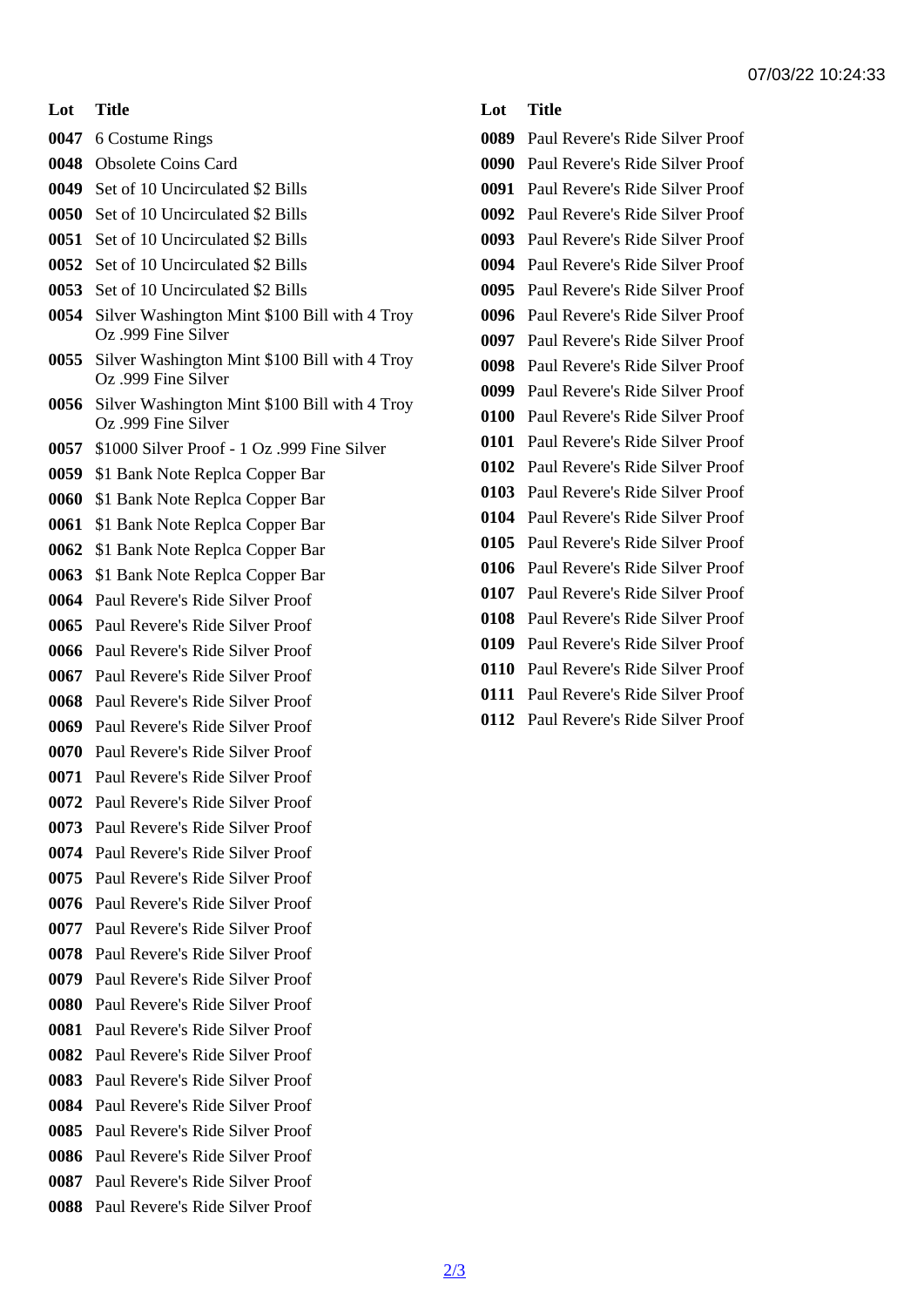| Lot | Title |
|---|---|
| 0047 | 6 Costume Rings |
| 0048 | Obsolete Coins Card |
| 0049 | Set of 10 Uncirculated $2 Bills |
| 0050 | Set of 10 Uncirculated $2 Bills |
| 0051 | Set of 10 Uncirculated $2 Bills |
| 0052 | Set of 10 Uncirculated $2 Bills |
| 0053 | Set of 10 Uncirculated $2 Bills |
| 0054 | Silver Washington Mint $100 Bill with 4 Troy Oz .999 Fine Silver |
| 0055 | Silver Washington Mint $100 Bill with 4 Troy Oz .999 Fine Silver |
| 0056 | Silver Washington Mint $100 Bill with 4 Troy Oz .999 Fine Silver |
| 0057 | $1000 Silver Proof - 1 Oz .999 Fine Silver |
| 0059 | $1 Bank Note Replca Copper Bar |
| 0060 | $1 Bank Note Replca Copper Bar |
| 0061 | $1 Bank Note Replca Copper Bar |
| 0062 | $1 Bank Note Replca Copper Bar |
| 0063 | $1 Bank Note Replca Copper Bar |
| 0064 | Paul Revere's Ride Silver Proof |
| 0065 | Paul Revere's Ride Silver Proof |
| 0066 | Paul Revere's Ride Silver Proof |
| 0067 | Paul Revere's Ride Silver Proof |
| 0068 | Paul Revere's Ride Silver Proof |
| 0069 | Paul Revere's Ride Silver Proof |
| 0070 | Paul Revere's Ride Silver Proof |
| 0071 | Paul Revere's Ride Silver Proof |
| 0072 | Paul Revere's Ride Silver Proof |
| 0073 | Paul Revere's Ride Silver Proof |
| 0074 | Paul Revere's Ride Silver Proof |
| 0075 | Paul Revere's Ride Silver Proof |
| 0076 | Paul Revere's Ride Silver Proof |
| 0077 | Paul Revere's Ride Silver Proof |
| 0078 | Paul Revere's Ride Silver Proof |
| 0079 | Paul Revere's Ride Silver Proof |
| 0080 | Paul Revere's Ride Silver Proof |
| 0081 | Paul Revere's Ride Silver Proof |
| 0082 | Paul Revere's Ride Silver Proof |
| 0083 | Paul Revere's Ride Silver Proof |
| 0084 | Paul Revere's Ride Silver Proof |
| 0085 | Paul Revere's Ride Silver Proof |
| 0086 | Paul Revere's Ride Silver Proof |
| 0087 | Paul Revere's Ride Silver Proof |
| 0088 | Paul Revere's Ride Silver Proof |
| 0089 | Paul Revere's Ride Silver Proof |
| 0090 | Paul Revere's Ride Silver Proof |
| 0091 | Paul Revere's Ride Silver Proof |
| 0092 | Paul Revere's Ride Silver Proof |
| 0093 | Paul Revere's Ride Silver Proof |
| 0094 | Paul Revere's Ride Silver Proof |
| 0095 | Paul Revere's Ride Silver Proof |
| 0096 | Paul Revere's Ride Silver Proof |
| 0097 | Paul Revere's Ride Silver Proof |
| 0098 | Paul Revere's Ride Silver Proof |
| 0099 | Paul Revere's Ride Silver Proof |
| 0100 | Paul Revere's Ride Silver Proof |
| 0101 | Paul Revere's Ride Silver Proof |
| 0102 | Paul Revere's Ride Silver Proof |
| 0103 | Paul Revere's Ride Silver Proof |
| 0104 | Paul Revere's Ride Silver Proof |
| 0105 | Paul Revere's Ride Silver Proof |
| 0106 | Paul Revere's Ride Silver Proof |
| 0107 | Paul Revere's Ride Silver Proof |
| 0108 | Paul Revere's Ride Silver Proof |
| 0109 | Paul Revere's Ride Silver Proof |
| 0110 | Paul Revere's Ride Silver Proof |
| 0111 | Paul Revere's Ride Silver Proof |
| 0112 | Paul Revere's Ride Silver Proof |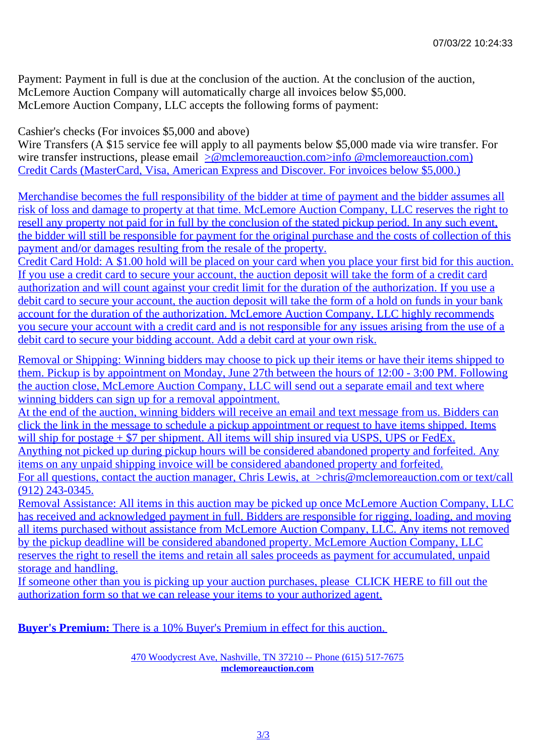Payment: Payment in full is due at the conclusion of the auction. At the conclusion of the auction, McLemore Auction Company will automatically charge all invoices below $5,000.
McLemore Auction Company, LLC accepts the following forms of payment:

Cashier's checks (For invoices $5,000 and above)
Wire Transfers (A $15 service fee will apply to all payments below $5,000 made via wire transfer. For wire transfer instructions, please email >@mclemoreauction.com>info @mclemoreauction.com)
Credit Cards (MasterCard, Visa, American Express and Discover. For invoices below $5,000.)

Merchandise becomes the full responsibility of the bidder at time of payment and the bidder assumes all risk of loss and damage to property at that time. McLemore Auction Company, LLC reserves the right to resell any property not paid for in full by the conclusion of the stated pickup period. In any such event, the bidder will still be responsible for payment for the original purchase and the costs of collection of this payment and/or damages resulting from the resale of the property.
Credit Card Hold: A $1.00 hold will be placed on your card when you place your first bid for this auction. If you use a credit card to secure your account, the auction deposit will take the form of a credit card authorization and will count against your credit limit for the duration of the authorization. If you use a debit card to secure your account, the auction deposit will take the form of a hold on funds in your bank account for the duration of the authorization. McLemore Auction Company, LLC highly recommends you secure your account with a credit card and is not responsible for any issues arising from the use of a debit card to secure your bidding account. Add a debit card at your own risk.

Removal or Shipping: Winning bidders may choose to pick up their items or have their items shipped to them. Pickup is by appointment on Monday, June 27th between the hours of 12:00 - 3:00 PM. Following the auction close, McLemore Auction Company, LLC will send out a separate email and text where winning bidders can sign up for a removal appointment.
At the end of the auction, winning bidders will receive an email and text message from us. Bidders can click the link in the message to schedule a pickup appointment or request to have items shipped. Items will ship for postage + $7 per shipment. All items will ship insured via USPS, UPS or FedEx.
Anything not picked up during pickup hours will be considered abandoned property and forfeited. Any items on any unpaid shipping invoice will be considered abandoned property and forfeited.
For all questions, contact the auction manager, Chris Lewis, at >chris@mclemoreauction.com or text/call (912) 243-0345.
Removal Assistance: All items in this auction may be picked up once McLemore Auction Company, LLC has received and acknowledged payment in full. Bidders are responsible for rigging, loading, and moving all items purchased without assistance from McLemore Auction Company, LLC. Any items not removed by the pickup deadline will be considered abandoned property. McLemore Auction Company, LLC reserves the right to resell the items and retain all sales proceeds as payment for accumulated, unpaid storage and handling.
If someone other than you is picking up your auction purchases, please CLICK HERE to fill out the authorization form so that we can release your items to your authorized agent.

**Buyer's Premium:** There is a 10% Buyer's Premium in effect for this auction.

470 Woodycrest Ave, Nashville, TN 37210 -- Phone (615) 517-7675
**mclemoreauction.com**